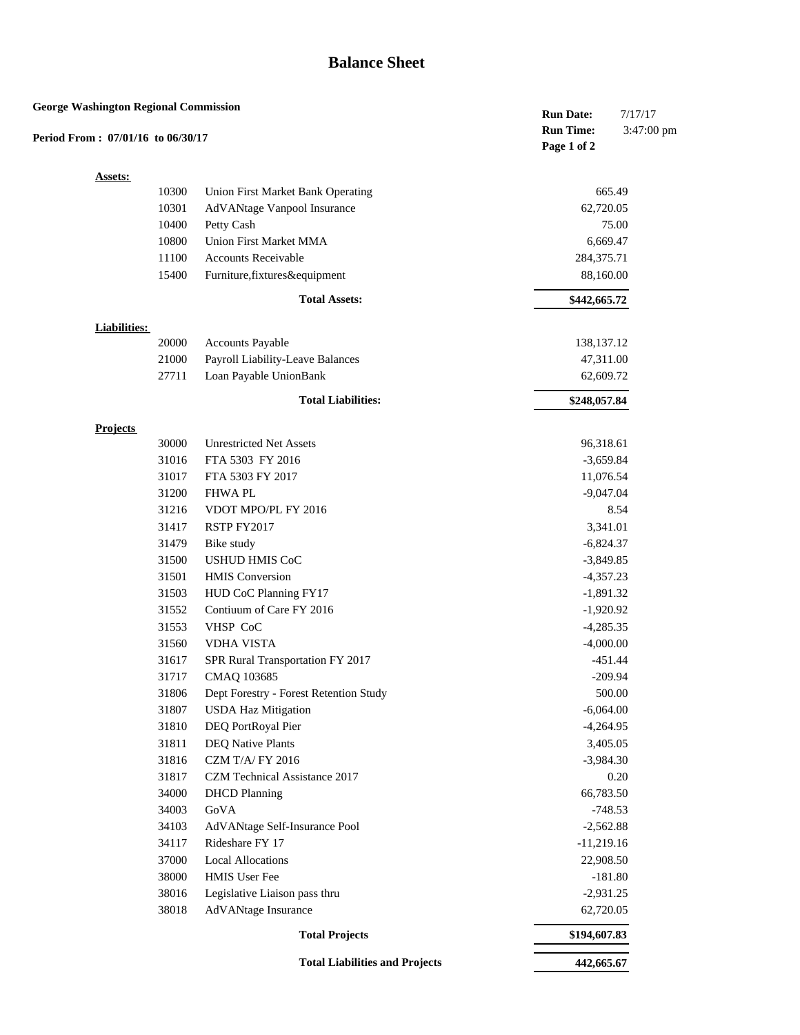# Balance Sheet

**George Washington Regional Commission**

**Period From : 07/01/16 to 06/30/17**

**Run Date:** 7/17/17
**Run Time:** 3:47:00 pm

**Assets:**

| Account | Description | Amount |
|---|---|---|
| 10300 | Union First Market Bank Operating | 665.49 |
| 10301 | AdVANtage Vanpool Insurance | 62,720.05 |
| 10400 | Petty Cash | 75.00 |
| 10800 | Union First Market MMA | 6,669.47 |
| 11100 | Accounts Receivable | 284,375.71 |
| 15400 | Furniture,fixtures&equipment | 88,160.00 |
| | **Total Assets:** | **$442,665.72** |

**Liabilities:**

| Account | Description | Amount |
|---|---|---|
| 20000 | Accounts Payable | 138,137.12 |
| 21000 | Payroll Liability-Leave Balances | 47,311.00 |
| 27711 | Loan Payable UnionBank | 62,609.72 |
| | **Total Liabilities:** | **$248,057.84** |

**Projects**

| Account | Description | Amount |
|---|---|---|
| 30000 | Unrestricted Net Assets | 96,318.61 |
| 31016 | FTA 5303 FY 2016 | -3,659.84 |
| 31017 | FTA 5303 FY 2017 | 11,076.54 |
| 31200 | FHWA PL | -9,047.04 |
| 31216 | VDOT MPO/PL FY 2016 | 8.54 |
| 31417 | RSTP FY2017 | 3,341.01 |
| 31479 | Bike study | -6,824.37 |
| 31500 | USHUD HMIS CoC | -3,849.85 |
| 31501 | HMIS Conversion | -4,357.23 |
| 31503 | HUD CoC Planning FY17 | -1,891.32 |
| 31552 | Contiuum of Care FY 2016 | -1,920.92 |
| 31553 | VHSP CoC | -4,285.35 |
| 31560 | VDHA VISTA | -4,000.00 |
| 31617 | SPR Rural Transportation FY 2017 | -451.44 |
| 31717 | CMAQ 103685 | -209.94 |
| 31806 | Dept Forestry - Forest Retention Study | 500.00 |
| 31807 | USDA Haz Mitigation | -6,064.00 |
| 31810 | DEQ PortRoyal Pier | -4,264.95 |
| 31811 | DEQ Native Plants | 3,405.05 |
| 31816 | CZM T/A/ FY 2016 | -3,984.30 |
| 31817 | CZM Technical Assistance 2017 | 0.20 |
| 34000 | DHCD Planning | 66,783.50 |
| 34003 | GoVA | -748.53 |
| 34103 | AdVANtage Self-Insurance Pool | -2,562.88 |
| 34117 | Rideshare FY 17 | -11,219.16 |
| 37000 | Local Allocations | 22,908.50 |
| 38000 | HMIS User Fee | -181.80 |
| 38016 | Legislative Liaison pass thru | -2,931.25 |
| 38018 | AdVANtage Insurance | 62,720.05 |
| | **Total Projects** | **$194,607.83** |
| | **Total Liabilities and Projects** | **442,665.67** |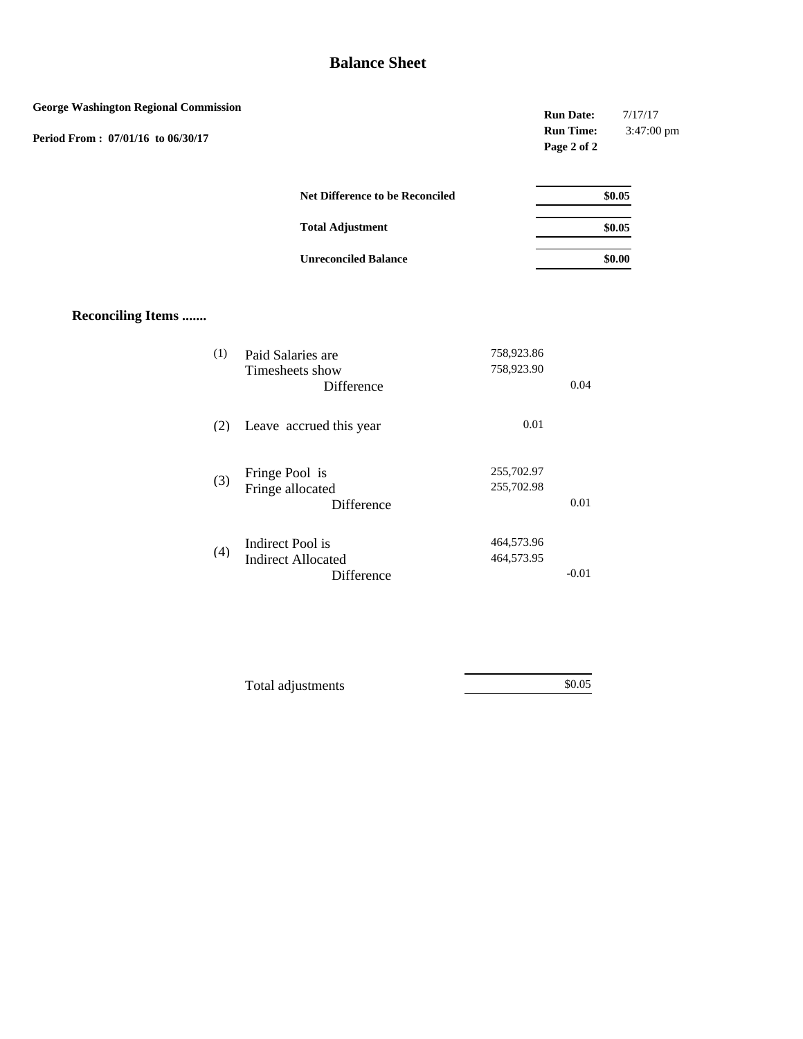# Balance Sheet

**George Washington Regional Commission**

**Period From : 07/01/16 to 06/30/17**

**Run Date:** 7/17/17
**Run Time:** 3:47:00 pm

| | |
|---|---|
| **Net Difference to be Reconciled** | **$0.05** |
| **Total Adjustment** | **$0.05** |
| **Unreconciled Balance** | **$0.00** |

## Reconciling Items .......

| | | | |
|---|---|---|---|
| (1) | Paid Salaries are | 758,923.86 | |
| | Timesheets show | 758,923.90 | |
| | Difference | | 0.04 |
| (2) | Leave accrued this year | 0.01 | |
| (3) | Fringe Pool is | 255,702.97 | |
| | Fringe allocated | 255,702.98 | |
| | Difference | | 0.01 |
| (4) | Indirect Pool is | 464,573.96 | |
| | Indirect Allocated | 464,573.95 | |
| | Difference | | -0.01 |
| | Total adjustments | | $0.05 |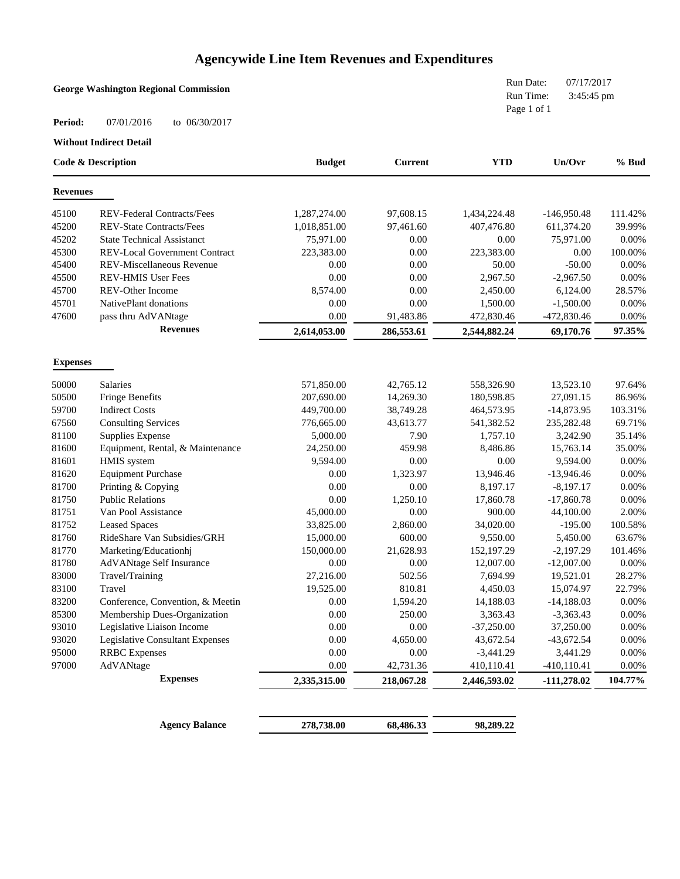# Agencywide Line Item Revenues and Expenditures

**George Washington Regional Commission**

Run Date: 07/17/2017
Run Time: 3:45:45 pm

**Period:** 07/01/2016 to 06/30/2017

**Without Indirect Detail**

| Code & Description | | Budget | Current | YTD | Un/Ovr | % Bud |
|---|---|---|---|---|---|---|
| **Revenues** | | | | | | |
| 45100 | REV-Federal Contracts/Fees | 1,287,274.00 | 97,608.15 | 1,434,224.48 | -146,950.48 | 111.42% |
| 45200 | REV-State Contracts/Fees | 1,018,851.00 | 97,461.60 | 407,476.80 | 611,374.20 | 39.99% |
| 45202 | State Technical Assistanct | 75,971.00 | 0.00 | 0.00 | 75,971.00 | 0.00% |
| 45300 | REV-Local Government Contract | 223,383.00 | 0.00 | 223,383.00 | 0.00 | 100.00% |
| 45400 | REV-Miscellaneous Revenue | 0.00 | 0.00 | 50.00 | -50.00 | 0.00% |
| 45500 | REV-HMIS User Fees | 0.00 | 0.00 | 2,967.50 | -2,967.50 | 0.00% |
| 45700 | REV-Other Income | 8,574.00 | 0.00 | 2,450.00 | 6,124.00 | 28.57% |
| 45701 | NativePlant donations | 0.00 | 0.00 | 1,500.00 | -1,500.00 | 0.00% |
| 47600 | pass thru AdVANtage | 0.00 | 91,483.86 | 472,830.46 | -472,830.46 | 0.00% |
| | **Revenues** | **2,614,053.00** | **286,553.61** | **2,544,882.24** | **69,170.76** | **97.35%** |
| **Expenses** | | | | | | |
| 50000 | Salaries | 571,850.00 | 42,765.12 | 558,326.90 | 13,523.10 | 97.64% |
| 50500 | Fringe Benefits | 207,690.00 | 14,269.30 | 180,598.85 | 27,091.15 | 86.96% |
| 59700 | Indirect Costs | 449,700.00 | 38,749.28 | 464,573.95 | -14,873.95 | 103.31% |
| 67560 | Consulting Services | 776,665.00 | 43,613.77 | 541,382.52 | 235,282.48 | 69.71% |
| 81100 | Supplies Expense | 5,000.00 | 7.90 | 1,757.10 | 3,242.90 | 35.14% |
| 81600 | Equipment, Rental, & Maintenance | 24,250.00 | 459.98 | 8,486.86 | 15,763.14 | 35.00% |
| 81601 | HMIS system | 9,594.00 | 0.00 | 0.00 | 9,594.00 | 0.00% |
| 81620 | Equipment Purchase | 0.00 | 1,323.97 | 13,946.46 | -13,946.46 | 0.00% |
| 81700 | Printing & Copying | 0.00 | 0.00 | 8,197.17 | -8,197.17 | 0.00% |
| 81750 | Public Relations | 0.00 | 1,250.10 | 17,860.78 | -17,860.78 | 0.00% |
| 81751 | Van Pool Assistance | 45,000.00 | 0.00 | 900.00 | 44,100.00 | 2.00% |
| 81752 | Leased Spaces | 33,825.00 | 2,860.00 | 34,020.00 | -195.00 | 100.58% |
| 81760 | RideShare Van Subsidies/GRH | 15,000.00 | 600.00 | 9,550.00 | 5,450.00 | 63.67% |
| 81770 | Marketing/Educationhj | 150,000.00 | 21,628.93 | 152,197.29 | -2,197.29 | 101.46% |
| 81780 | AdVANtage Self Insurance | 0.00 | 0.00 | 12,007.00 | -12,007.00 | 0.00% |
| 83000 | Travel/Training | 27,216.00 | 502.56 | 7,694.99 | 19,521.01 | 28.27% |
| 83100 | Travel | 19,525.00 | 810.81 | 4,450.03 | 15,074.97 | 22.79% |
| 83200 | Conference, Convention, & Meetin | 0.00 | 1,594.20 | 14,188.03 | -14,188.03 | 0.00% |
| 85300 | Membership Dues-Organization | 0.00 | 250.00 | 3,363.43 | -3,363.43 | 0.00% |
| 93010 | Legislative Liaison Income | 0.00 | 0.00 | -37,250.00 | 37,250.00 | 0.00% |
| 93020 | Legislative Consultant Expenses | 0.00 | 4,650.00 | 43,672.54 | -43,672.54 | 0.00% |
| 95000 | RRBC Expenses | 0.00 | 0.00 | -3,441.29 | 3,441.29 | 0.00% |
| 97000 | AdVANtage | 0.00 | 42,731.36 | 410,110.41 | -410,110.41 | 0.00% |
| | **Expenses** | **2,335,315.00** | **218,067.28** | **2,446,593.02** | **-111,278.02** | **104.77%** |
| | **Agency Balance** | **278,738.00** | **68,486.33** | **98,289.22** | | |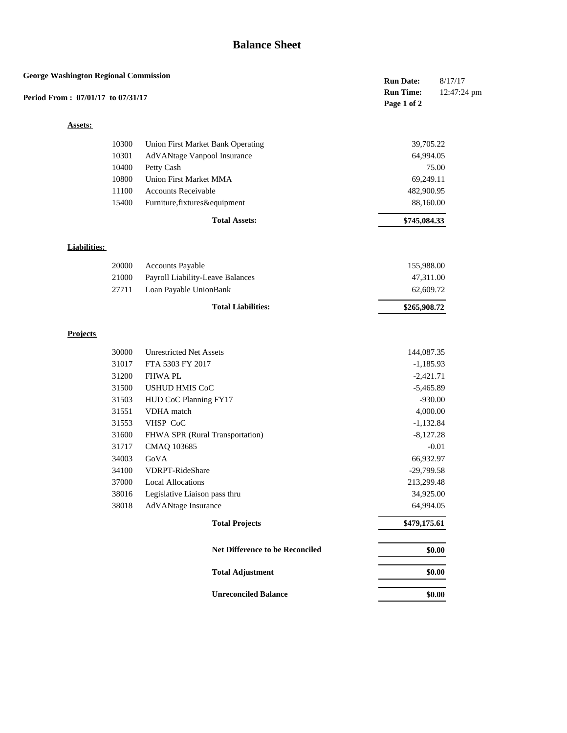# Balance Sheet

**George Washington Regional Commission**

**Period From : 07/01/17 to 07/31/17**

**Run Date:** 8/17/17
**Run Time:** 12:47:24 pm

**Assets:**

| Account | Description | Amount |
|---|---|---|
| 10300 | Union First Market Bank Operating | 39,705.22 |
| 10301 | AdVANtage Vanpool Insurance | 64,994.05 |
| 10400 | Petty Cash | 75.00 |
| 10800 | Union First Market MMA | 69,249.11 |
| 11100 | Accounts Receivable | 482,900.95 |
| 15400 | Furniture,fixtures&equipment | 88,160.00 |
| | **Total Assets:** | **$745,084.33** |

**Liabilities:**

| Account | Description | Amount |
|---|---|---|
| 20000 | Accounts Payable | 155,988.00 |
| 21000 | Payroll Liability-Leave Balances | 47,311.00 |
| 27711 | Loan Payable UnionBank | 62,609.72 |
| | **Total Liabilities:** | **$265,908.72** |

**Projects**

| Account | Description | Amount |
|---|---|---|
| 30000 | Unrestricted Net Assets | 144,087.35 |
| 31017 | FTA 5303 FY 2017 | -1,185.93 |
| 31200 | FHWA PL | -2,421.71 |
| 31500 | USHUD HMIS CoC | -5,465.89 |
| 31503 | HUD CoC Planning FY17 | -930.00 |
| 31551 | VDHA match | 4,000.00 |
| 31553 | VHSP CoC | -1,132.84 |
| 31600 | FHWA SPR (Rural Transportation) | -8,127.28 |
| 31717 | CMAQ 103685 | -0.01 |
| 34003 | GoVA | 66,932.97 |
| 34100 | VDRPT-RideShare | -29,799.58 |
| 37000 | Local Allocations | 213,299.48 |
| 38016 | Legislative Liaison pass thru | 34,925.00 |
| 38018 | AdVANtage Insurance | 64,994.05 |
| | **Total Projects** | **$479,175.61** |

| | |
|---|---|
| **Net Difference to be Reconciled** | **$0.00** |
| **Total Adjustment** | **$0.00** |
| **Unreconciled Balance** | **$0.00** |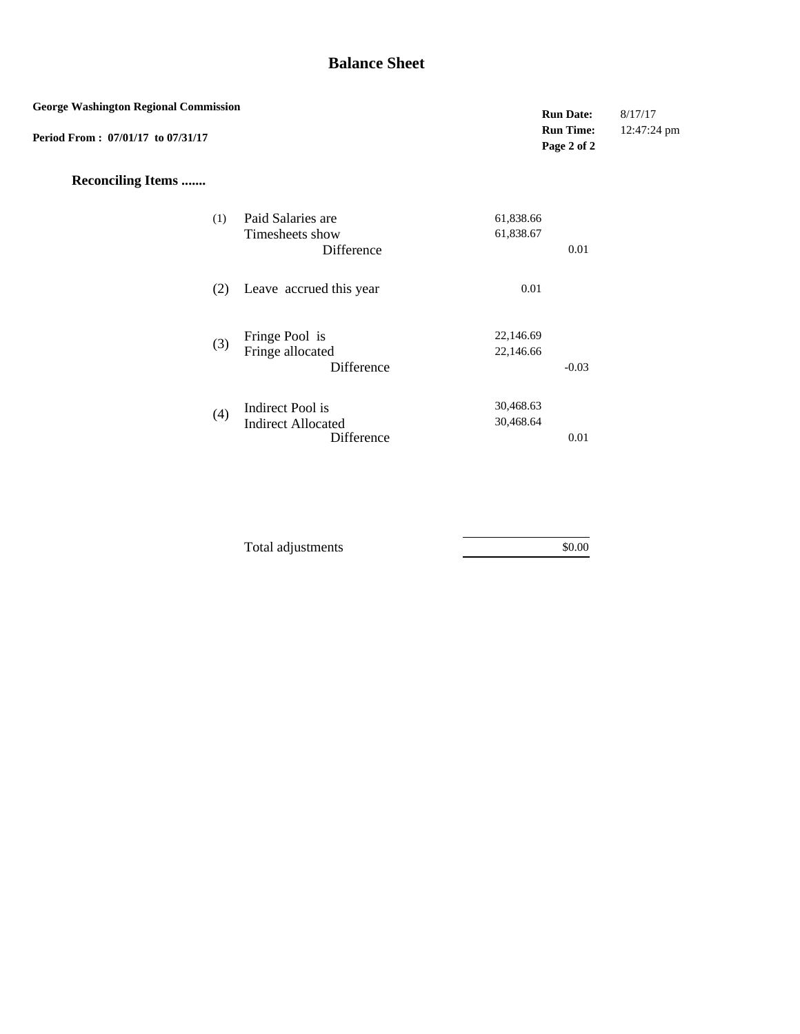# Balance Sheet

**George Washington Regional Commission**

**Period From : 07/01/17 to 07/31/17**

**Run Date:** 8/17/17
**Run Time:** 12:47:24 pm

## Reconciling Items .......

| | | | |
|---|---|---|---|
| (1) | Paid Salaries are | 61,838.66 | |
| | Timesheets show | 61,838.67 | |
| | Difference | | 0.01 |
| (2) | Leave accrued this year | 0.01 | |
| (3) | Fringe Pool is | 22,146.69 | |
| | Fringe allocated | 22,146.66 | |
| | Difference | | -0.03 |
| (4) | Indirect Pool is | 30,468.63 | |
| | Indirect Allocated | 30,468.64 | |
| | Difference | | 0.01 |
| | Total adjustments | | $0.00 |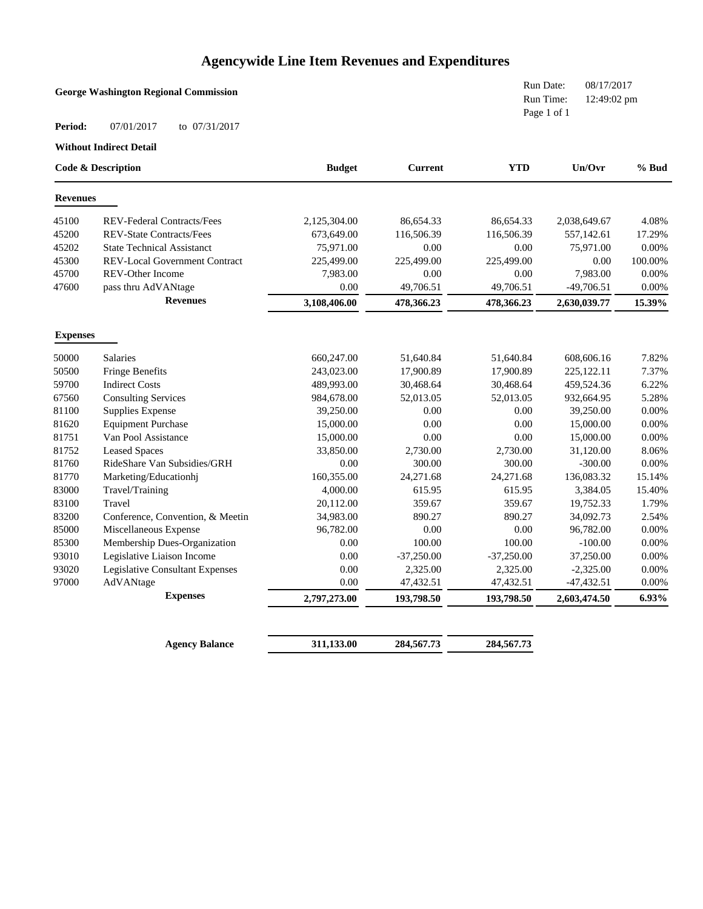# Agencywide Line Item Revenues and Expenditures

**George Washington Regional Commission**

Run Date: 08/17/2017
Run Time: 12:49:02 pm

**Period:** 07/01/2017 to 07/31/2017

**Without Indirect Detail**

| Code & Description | | Budget | Current | YTD | Un/Ovr | % Bud |
|---|---|---|---|---|---|---|
| **Revenues** | | | | | | |
| 45100 | REV-Federal Contracts/Fees | 2,125,304.00 | 86,654.33 | 86,654.33 | 2,038,649.67 | 4.08% |
| 45200 | REV-State Contracts/Fees | 673,649.00 | 116,506.39 | 116,506.39 | 557,142.61 | 17.29% |
| 45202 | State Technical Assistanct | 75,971.00 | 0.00 | 0.00 | 75,971.00 | 0.00% |
| 45300 | REV-Local Government Contract | 225,499.00 | 225,499.00 | 225,499.00 | 0.00 | 100.00% |
| 45700 | REV-Other Income | 7,983.00 | 0.00 | 0.00 | 7,983.00 | 0.00% |
| 47600 | pass thru AdVANtage | 0.00 | 49,706.51 | 49,706.51 | -49,706.51 | 0.00% |
| | **Revenues** | **3,108,406.00** | **478,366.23** | **478,366.23** | **2,630,039.77** | **15.39%** |
| **Expenses** | | | | | | |
| 50000 | Salaries | 660,247.00 | 51,640.84 | 51,640.84 | 608,606.16 | 7.82% |
| 50500 | Fringe Benefits | 243,023.00 | 17,900.89 | 17,900.89 | 225,122.11 | 7.37% |
| 59700 | Indirect Costs | 489,993.00 | 30,468.64 | 30,468.64 | 459,524.36 | 6.22% |
| 67560 | Consulting Services | 984,678.00 | 52,013.05 | 52,013.05 | 932,664.95 | 5.28% |
| 81100 | Supplies Expense | 39,250.00 | 0.00 | 0.00 | 39,250.00 | 0.00% |
| 81620 | Equipment Purchase | 15,000.00 | 0.00 | 0.00 | 15,000.00 | 0.00% |
| 81751 | Van Pool Assistance | 15,000.00 | 0.00 | 0.00 | 15,000.00 | 0.00% |
| 81752 | Leased Spaces | 33,850.00 | 2,730.00 | 2,730.00 | 31,120.00 | 8.06% |
| 81760 | RideShare Van Subsidies/GRH | 0.00 | 300.00 | 300.00 | -300.00 | 0.00% |
| 81770 | Marketing/Educationhj | 160,355.00 | 24,271.68 | 24,271.68 | 136,083.32 | 15.14% |
| 83000 | Travel/Training | 4,000.00 | 615.95 | 615.95 | 3,384.05 | 15.40% |
| 83100 | Travel | 20,112.00 | 359.67 | 359.67 | 19,752.33 | 1.79% |
| 83200 | Conference, Convention, & Meetin | 34,983.00 | 890.27 | 890.27 | 34,092.73 | 2.54% |
| 85000 | Miscellaneous Expense | 96,782.00 | 0.00 | 0.00 | 96,782.00 | 0.00% |
| 85300 | Membership Dues-Organization | 0.00 | 100.00 | 100.00 | -100.00 | 0.00% |
| 93010 | Legislative Liaison Income | 0.00 | -37,250.00 | -37,250.00 | 37,250.00 | 0.00% |
| 93020 | Legislative Consultant Expenses | 0.00 | 2,325.00 | 2,325.00 | -2,325.00 | 0.00% |
| 97000 | AdVANtage | 0.00 | 47,432.51 | 47,432.51 | -47,432.51 | 0.00% |
| | **Expenses** | **2,797,273.00** | **193,798.50** | **193,798.50** | **2,603,474.50** | **6.93%** |
| | **Agency Balance** | **311,133.00** | **284,567.73** | **284,567.73** | | |